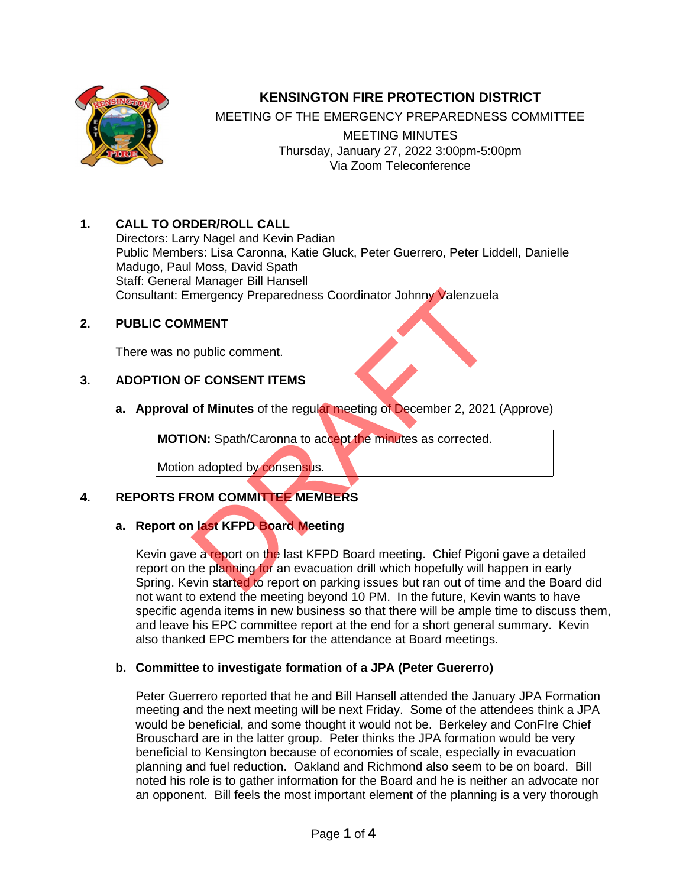# KENSINGTON FIRE PROTECTION DISTRICT

MEETING OF THE EMERGENCY PREPAREDNESS COMMITTEE

MEETING MINUTES

Thursday, January 27, 2022 3:00pm-5:00pm

Via Zoom Teleconference

## 1. CALL TO ORDER/ROLL CALL

Directors: Larry Nagel and Kevin Padian

Public Members: Lisa Caronna, Katie Gluck, Peter Guerrero, Peter Liddell, Danielle Madugo, Paul Moss, David Spath

Staff: General Manager Bill Hansell

Consultant: Emergency Preparedness Coordinator Johnny Valenzuela

## 2. PUBLIC COMMENT

There was no public comment.

## 3. ADOPTION OF CONSENT ITEMS

**a. Approval of Minutes** of the regular meeting of December 2, 2021 (Approve)

> **MOTION:** Spath/Caronna to accept the minutes as corrected.
>
> Motion adopted by consensus.

## 4. REPORTS FROM COMMITTEE MEMBERS

### a. Report on last KFPD Board Meeting

Kevin gave a report on the last KFPD Board meeting. Chief Pigoni gave a detailed report on the planning for an evacuation drill which hopefully will happen in early Spring. Kevin started to report on parking issues but ran out of time and the Board did not want to extend the meeting beyond 10 PM. In the future, Kevin wants to have specific agenda items in new business so that there will be ample time to discuss them, and leave his EPC committee report at the end for a short general summary. Kevin also thanked EPC members for the attendance at Board meetings.

### b. Committee to investigate formation of a JPA (Peter Guerrero)

Peter Guerrero reported that he and Bill Hansell attended the January JPA Formation meeting and the next meeting will be next Friday. Some of the attendees think a JPA would be beneficial, and some thought it would not be. Berkeley and ConFIre Chief Brouschard are in the latter group. Peter thinks the JPA formation would be very beneficial to Kensington because of economies of scale, especially in evacuation planning and fuel reduction. Oakland and Richmond also seem to be on board. Bill noted his role is to gather information for the Board and he is neither an advocate nor an opponent. Bill feels the most important element of the planning is a very thorough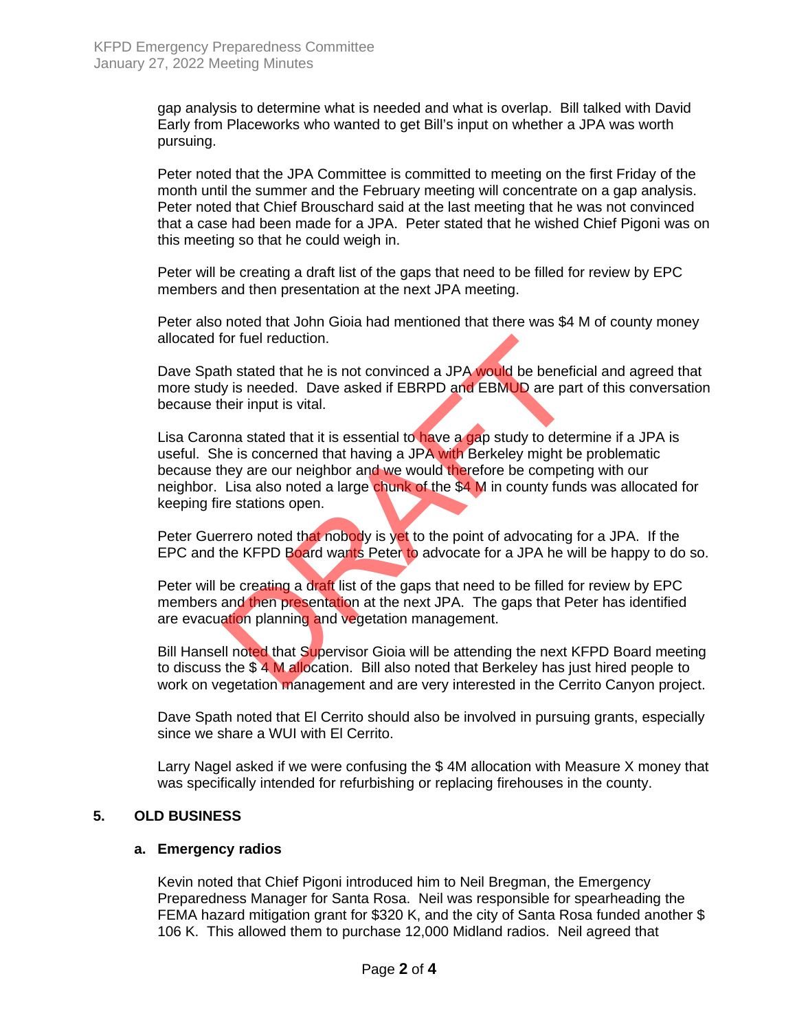gap analysis to determine what is needed and what is overlap. Bill talked with David Early from Placeworks who wanted to get Bill's input on whether a JPA was worth pursuing.

Peter noted that the JPA Committee is committed to meeting on the first Friday of the month until the summer and the February meeting will concentrate on a gap analysis. Peter noted that Chief Brouschard said at the last meeting that he was not convinced that a case had been made for a JPA. Peter stated that he wished Chief Pigoni was on this meeting so that he could weigh in.

Peter will be creating a draft list of the gaps that need to be filled for review by EPC members and then presentation at the next JPA meeting.

Peter also noted that John Gioia had mentioned that there was $4 M of county money allocated for fuel reduction.

Dave Spath stated that he is not convinced a JPA would be beneficial and agreed that more study is needed. Dave asked if EBRPD and EBMUD are part of this conversation because their input is vital.

Lisa Caronna stated that it is essential to have a gap study to determine if a JPA is useful. She is concerned that having a JPA with Berkeley might be problematic because they are our neighbor and we would therefore be competing with our neighbor. Lisa also noted a large chunk of the $4 M in county funds was allocated for keeping fire stations open.

Peter Guerrero noted that nobody is yet to the point of advocating for a JPA. If the EPC and the KFPD Board wants Peter to advocate for a JPA he will be happy to do so.

Peter will be creating a draft list of the gaps that need to be filled for review by EPC members and then presentation at the next JPA. The gaps that Peter has identified are evacuation planning and vegetation management.

Bill Hansell noted that Supervisor Gioia will be attending the next KFPD Board meeting to discuss the $ 4 M allocation. Bill also noted that Berkeley has just hired people to work on vegetation management and are very interested in the Cerrito Canyon project.

Dave Spath noted that El Cerrito should also be involved in pursuing grants, especially since we share a WUI with El Cerrito.

Larry Nagel asked if we were confusing the $ 4M allocation with Measure X money that was specifically intended for refurbishing or replacing firehouses in the county.

## 5. OLD BUSINESS

### a. Emergency radios

Kevin noted that Chief Pigoni introduced him to Neil Bregman, the Emergency Preparedness Manager for Santa Rosa. Neil was responsible for spearheading the FEMA hazard mitigation grant for $320 K, and the city of Santa Rosa funded another $ 106 K. This allowed them to purchase 12,000 Midland radios. Neil agreed that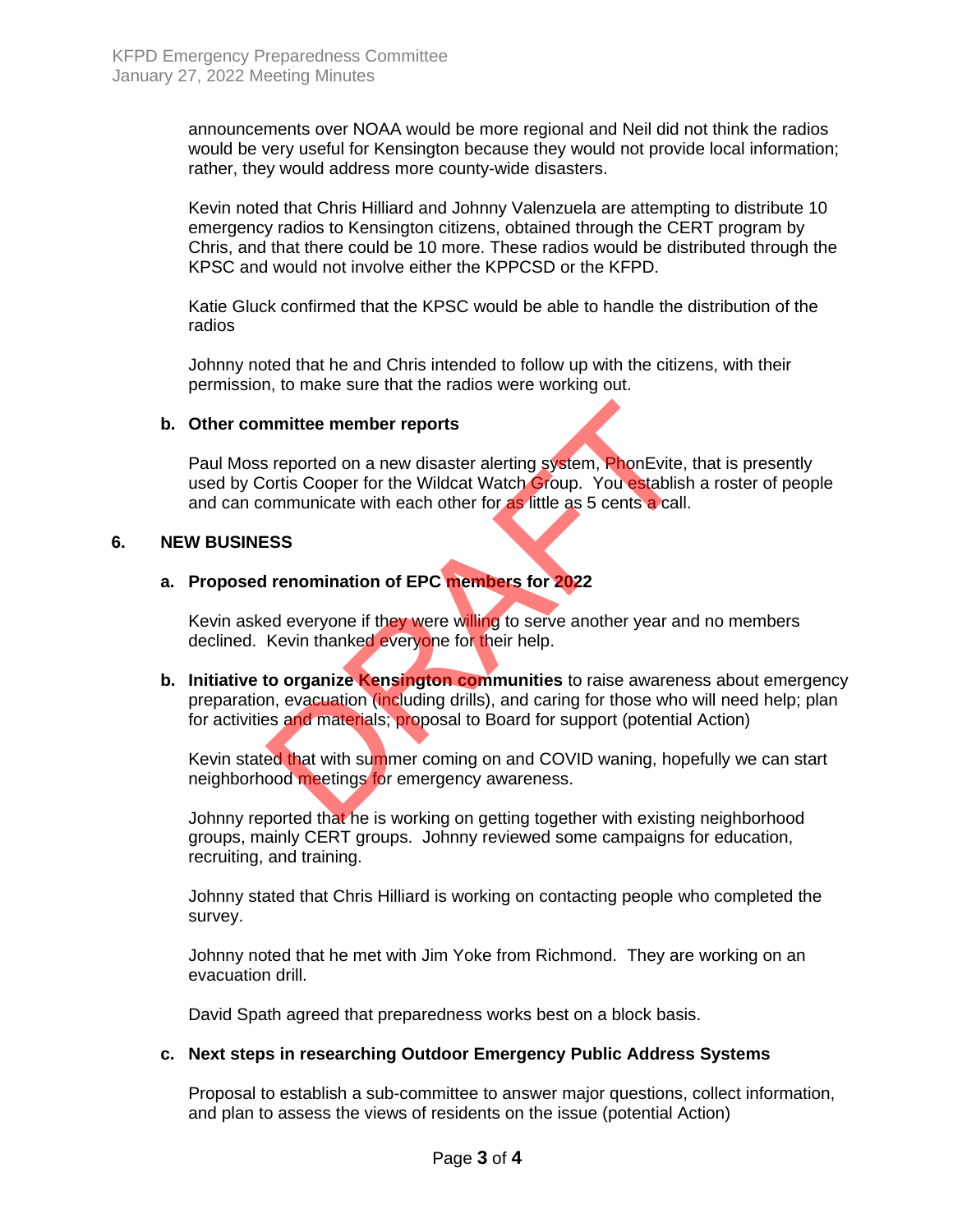announcements over NOAA would be more regional and Neil did not think the radios would be very useful for Kensington because they would not provide local information; rather, they would address more county-wide disasters.

Kevin noted that Chris Hilliard and Johnny Valenzuela are attempting to distribute 10 emergency radios to Kensington citizens, obtained through the CERT program by Chris, and that there could be 10 more. These radios would be distributed through the KPSC and would not involve either the KPPCSD or the KFPD.

Katie Gluck confirmed that the KPSC would be able to handle the distribution of the radios

Johnny noted that he and Chris intended to follow up with the citizens, with their permission, to make sure that the radios were working out.

**b. Other committee member reports**

Paul Moss reported on a new disaster alerting system, PhonEvite, that is presently used by Cortis Cooper for the Wildcat Watch Group. You establish a roster of people and can communicate with each other for as little as 5 cents a call.

## 6. NEW BUSINESS

**a. Proposed renomination of EPC members for 2022**

Kevin asked everyone if they were willing to serve another year and no members declined. Kevin thanked everyone for their help.

**b. Initiative to organize Kensington communities** to raise awareness about emergency preparation, evacuation (including drills), and caring for those who will need help; plan for activities and materials; proposal to Board for support (potential Action)

Kevin stated that with summer coming on and COVID waning, hopefully we can start neighborhood meetings for emergency awareness.

Johnny reported that he is working on getting together with existing neighborhood groups, mainly CERT groups. Johnny reviewed some campaigns for education, recruiting, and training.

Johnny stated that Chris Hilliard is working on contacting people who completed the survey.

Johnny noted that he met with Jim Yoke from Richmond. They are working on an evacuation drill.

David Spath agreed that preparedness works best on a block basis.

**c. Next steps in researching Outdoor Emergency Public Address Systems**

Proposal to establish a sub-committee to answer major questions, collect information, and plan to assess the views of residents on the issue (potential Action)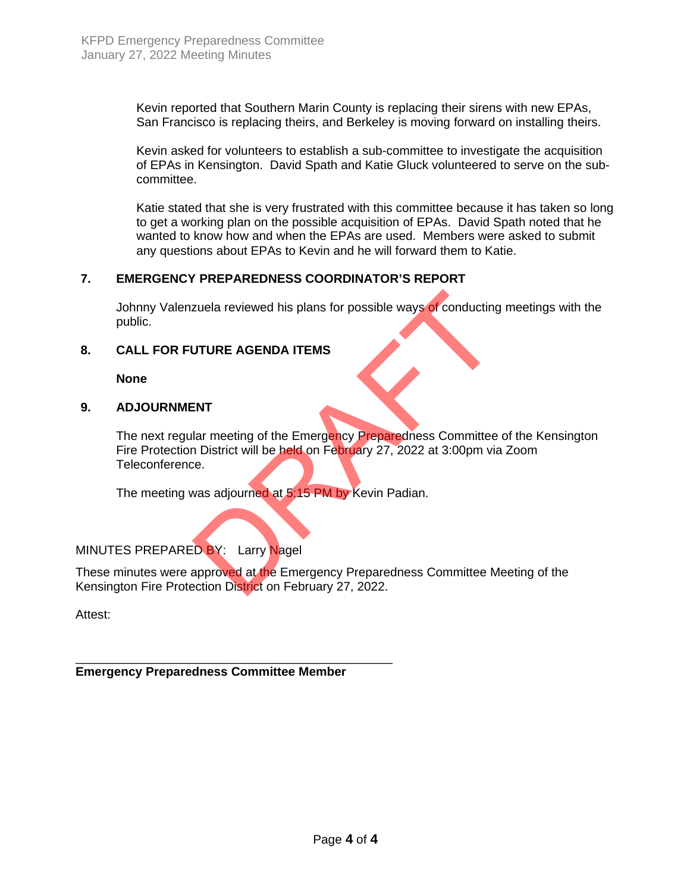Kevin reported that Southern Marin County is replacing their sirens with new EPAs, San Francisco is replacing theirs, and Berkeley is moving forward on installing theirs.

Kevin asked for volunteers to establish a sub-committee to investigate the acquisition of EPAs in Kensington. David Spath and Katie Gluck volunteered to serve on the sub-committee.

Katie stated that she is very frustrated with this committee because it has taken so long to get a working plan on the possible acquisition of EPAs. David Spath noted that he wanted to know how and when the EPAs are used. Members were asked to submit any questions about EPAs to Kevin and he will forward them to Katie.

## 7. EMERGENCY PREPAREDNESS COORDINATOR'S REPORT

Johnny Valenzuela reviewed his plans for possible ways of conducting meetings with the public.

## 8. CALL FOR FUTURE AGENDA ITEMS

**None**

## 9. ADJOURNMENT

The next regular meeting of the Emergency Preparedness Committee of the Kensington Fire Protection District will be held on February 27, 2022 at 3:00pm via Zoom Teleconference.

The meeting was adjourned at 5:15 PM by Kevin Padian.

DRAFT

MINUTES PREPARED BY: Larry Nagel

These minutes were approved at the Emergency Preparedness Committee Meeting of the Kensington Fire Protection District on February 27, 2022.

Attest:

\_\_\_\_\_\_\_\_\_\_\_\_\_\_\_\_\_\_\_\_\_\_\_\_\_\_\_\_\_\_\_\_\_\_\_\_\_\_\_\_\_\_\_\_\_\_

**Emergency Preparedness Committee Member**